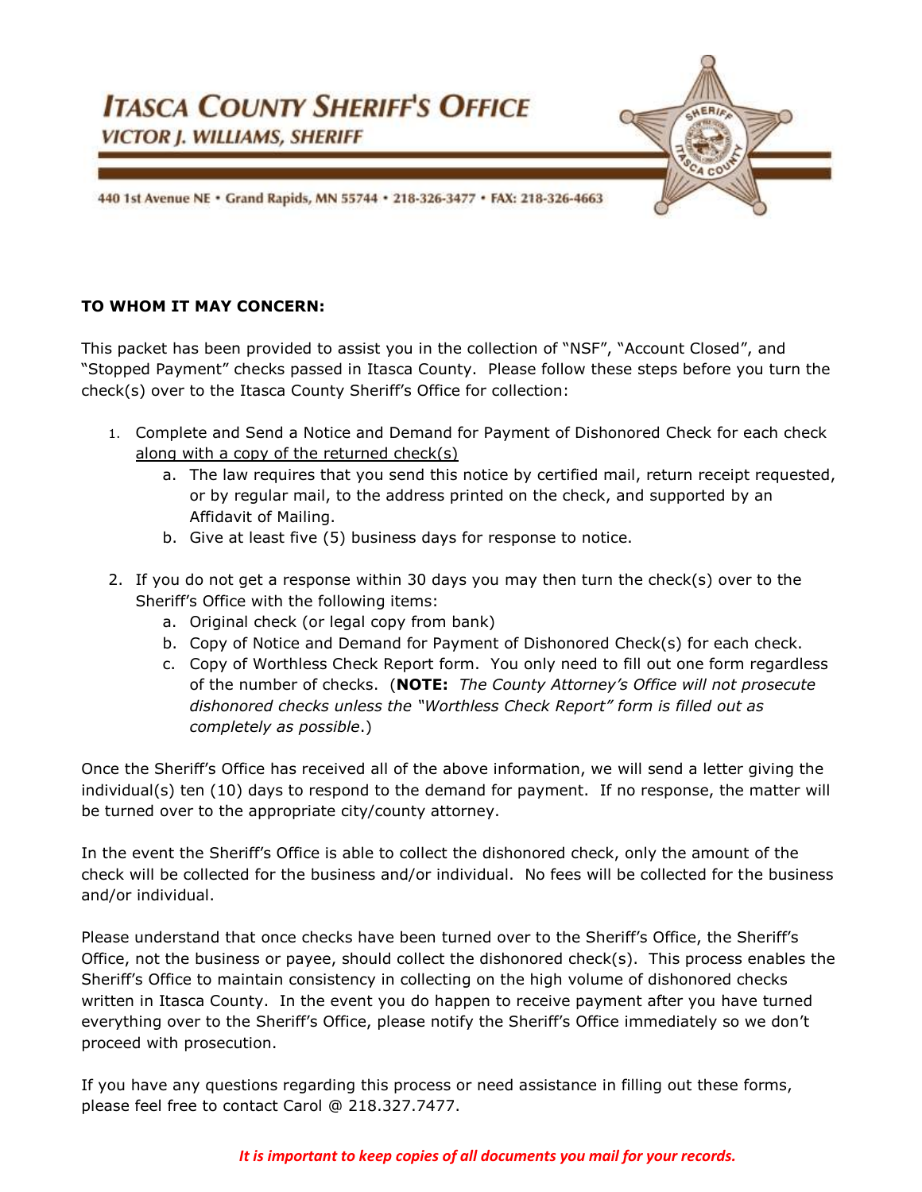# ITASCA COUNTY SHERIFF'S OFFICE

**VICTOR J. WILLIAMS, SHERIFF**

440 1st Avenue NE • Grand Rapids, MN 55744 • 218-326-3477 • FAX: 218-326-4663

**TO WHOM IT MAY CONCERN:**

This packet has been provided to assist you in the collection of "NSF", "Account Closed", and "Stopped Payment" checks passed in Itasca County. Please follow these steps before you turn the check(s) over to the Itasca County Sheriff's Office for collection:

1. Complete and Send a Notice and Demand for Payment of Dishonored Check for each check <u>along with a copy of the returned check(s)</u>
   a. The law requires that you send this notice by certified mail, return receipt requested, or by regular mail, to the address printed on the check, and supported by an Affidavit of Mailing.
   b. Give at least five (5) business days for response to notice.

2. If you do not get a response within 30 days you may then turn the check(s) over to the Sheriff's Office with the following items:
   a. Original check (or legal copy from bank)
   b. Copy of Notice and Demand for Payment of Dishonored Check(s) for each check.
   c. Copy of Worthless Check Report form. You only need to fill out one form regardless of the number of checks. (**NOTE:** *The County Attorney's Office will not prosecute dishonored checks unless the "Worthless Check Report" form is filled out as completely as possible*.)

Once the Sheriff's Office has received all of the above information, we will send a letter giving the individual(s) ten (10) days to respond to the demand for payment. If no response, the matter will be turned over to the appropriate city/county attorney.

In the event the Sheriff's Office is able to collect the dishonored check, only the amount of the check will be collected for the business and/or individual. No fees will be collected for the business and/or individual.

Please understand that once checks have been turned over to the Sheriff's Office, the Sheriff's Office, not the business or payee, should collect the dishonored check(s). This process enables the Sheriff's Office to maintain consistency in collecting on the high volume of dishonored checks written in Itasca County. In the event you do happen to receive payment after you have turned everything over to the Sheriff's Office, please notify the Sheriff's Office immediately so we don't proceed with prosecution.

If you have any questions regarding this process or need assistance in filling out these forms, please feel free to contact Carol @ 218.327.7477.

***It is important to keep copies of all documents you mail for your records.***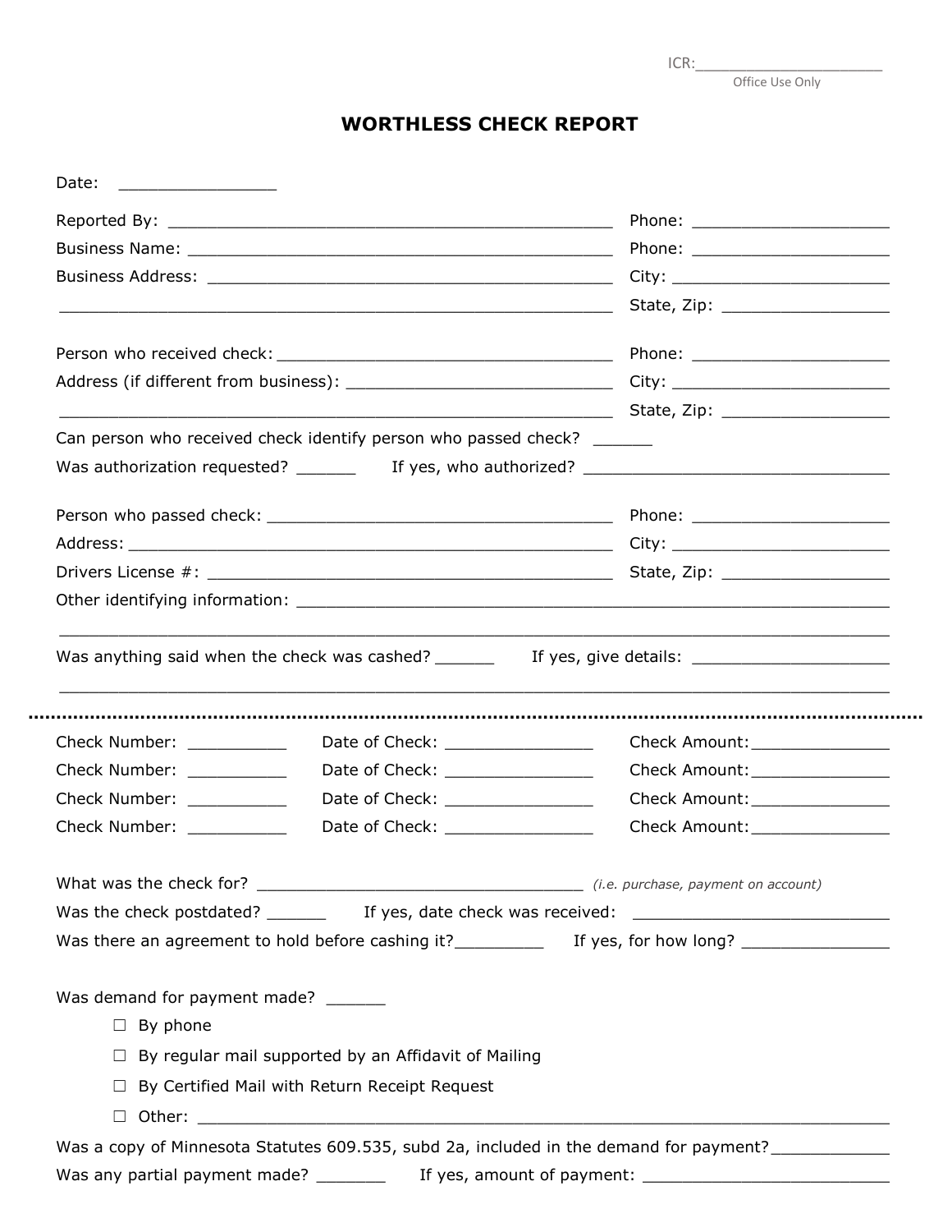ICR: ______________________
Office Use Only

# WORTHLESS CHECK REPORT

Date: ________________

Reported By: ________________________________________________ Phone: ____________________

Business Name: ______________________________________________ Phone: ____________________

Business Address: ___________________________________________ City: ______________________

____________________________________________________________ State, Zip: _________________

Person who received check: ___________________________________ Phone: ____________________

Address (if different from business): ___________________________ City: ______________________

____________________________________________________________ State, Zip: _________________

Can person who received check identify person who passed check? ______

Was authorization requested? ______ If yes, who authorized? ________________________________

Person who passed check: ____________________________________ Phone: ____________________

Address: ___________________________________________________ City: ______________________

Drivers License #: ____________________________________________ State, Zip: _________________

Other identifying information: ____________________________________________________________

_____________________________________________________________________________________

Was anything said when the check was cashed? ______ If yes, give details: ____________________

_____________________________________________________________________________________

---

Check Number: __________ Date of Check: _______________ Check Amount: ______________

Check Number: __________ Date of Check: _______________ Check Amount: ______________

Check Number: __________ Date of Check: _______________ Check Amount: ______________

Check Number: __________ Date of Check: _______________ Check Amount: ______________

What was the check for? _________________________________ *(i.e. purchase, payment on account)*

Was the check postdated? ______ If yes, date check was received: __________________________

Was there an agreement to hold before cashing it? _________ If yes, for how long? _______________

Was demand for payment made? ______

- ☐ By phone
- ☐ By regular mail supported by an Affidavit of Mailing
- ☐ By Certified Mail with Return Receipt Request
- ☐ Other: ______________________________________________________________________

Was a copy of Minnesota Statutes 609.535, subd 2a, included in the demand for payment? ____________

Was any partial payment made? _______ If yes, amount of payment: _________________________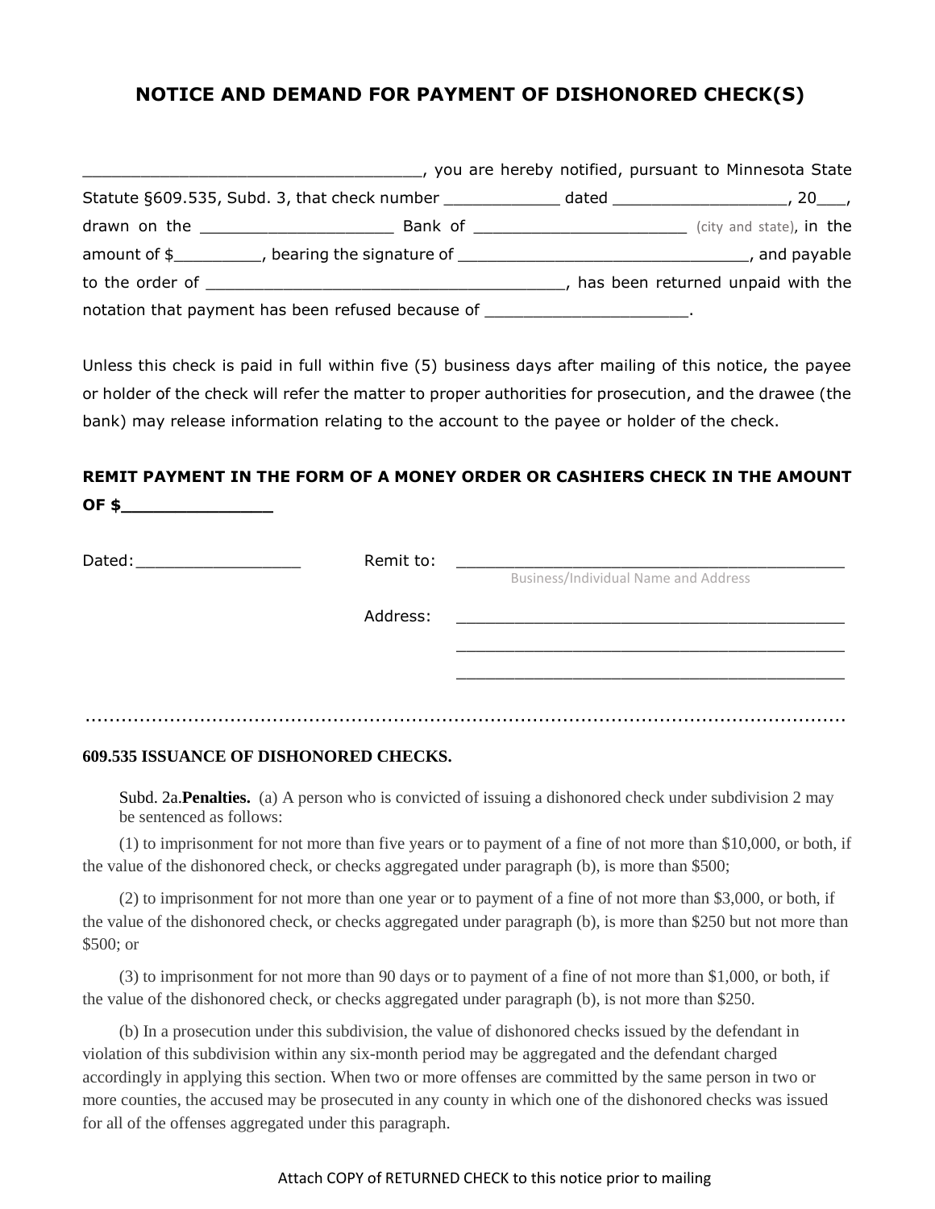# NOTICE AND DEMAND FOR PAYMENT OF DISHONORED CHECK(S)

__________________________________, you are hereby notified, pursuant to Minnesota State Statute §609.535, Subd. 3, that check number ____________ dated __________________, 20___, drawn on the ____________________ Bank of ______________________ (city and state), in the amount of $_________, bearing the signature of ______________________________, and payable to the order of ______________________________________, has been returned unpaid with the notation that payment has been refused because of _____________________.

Unless this check is paid in full within five (5) business days after mailing of this notice, the payee or holder of the check will refer the matter to proper authorities for prosecution, and the drawee (the bank) may release information relating to the account to the payee or holder of the check.

**REMIT PAYMENT IN THE FORM OF A MONEY ORDER OR CASHIERS CHECK IN THE AMOUNT OF $______________**

Dated:_________________ Remit to: __________________________________________
Business/Individual Name and Address

Address: __________________________________________
__________________________________________
__________________________________________

.......................................................................................................................

**609.535 ISSUANCE OF DISHONORED CHECKS.**

Subd. 2a.**Penalties.** (a) A person who is convicted of issuing a dishonored check under subdivision 2 may be sentenced as follows:

(1) to imprisonment for not more than five years or to payment of a fine of not more than $10,000, or both, if the value of the dishonored check, or checks aggregated under paragraph (b), is more than $500;

(2) to imprisonment for not more than one year or to payment of a fine of not more than $3,000, or both, if the value of the dishonored check, or checks aggregated under paragraph (b), is more than $250 but not more than $500; or

(3) to imprisonment for not more than 90 days or to payment of a fine of not more than $1,000, or both, if the value of the dishonored check, or checks aggregated under paragraph (b), is not more than $250.

(b) In a prosecution under this subdivision, the value of dishonored checks issued by the defendant in violation of this subdivision within any six-month period may be aggregated and the defendant charged accordingly in applying this section. When two or more offenses are committed by the same person in two or more counties, the accused may be prosecuted in any county in which one of the dishonored checks was issued for all of the offenses aggregated under this paragraph.

Attach COPY of RETURNED CHECK to this notice prior to mailing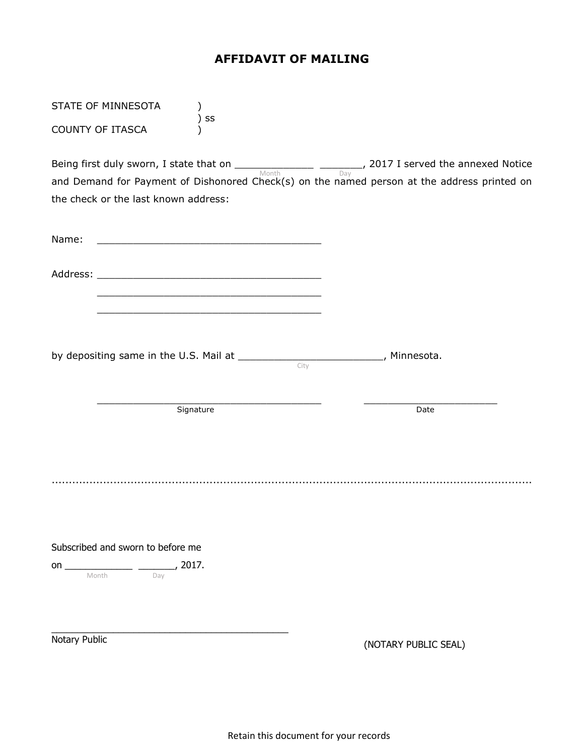# AFFIDAVIT OF MAILING

STATE OF MINNESOTA )
) ss
COUNTY OF ITASCA )

Being first duly sworn, I state that on _____________ _______, 2017 I served the annexed Notice and Demand for Payment of Dishonored Check(s) on the named person at the address printed on the check or the last known address:
(Month) (Day)

Name: _____________________________________

Address: _____________________________________

_____________________________________

_____________________________________

by depositing same in the U.S. Mail at ________________________, Minnesota.
(City)

_____________________________________ ______________________
Signature Date

.........................................................................................................................................................

Subscribed and sworn to before me

on ____________ _______, 2017.
(Month) (Day)

___________________________________________
Notary Public

(NOTARY PUBLIC SEAL)

Retain this document for your records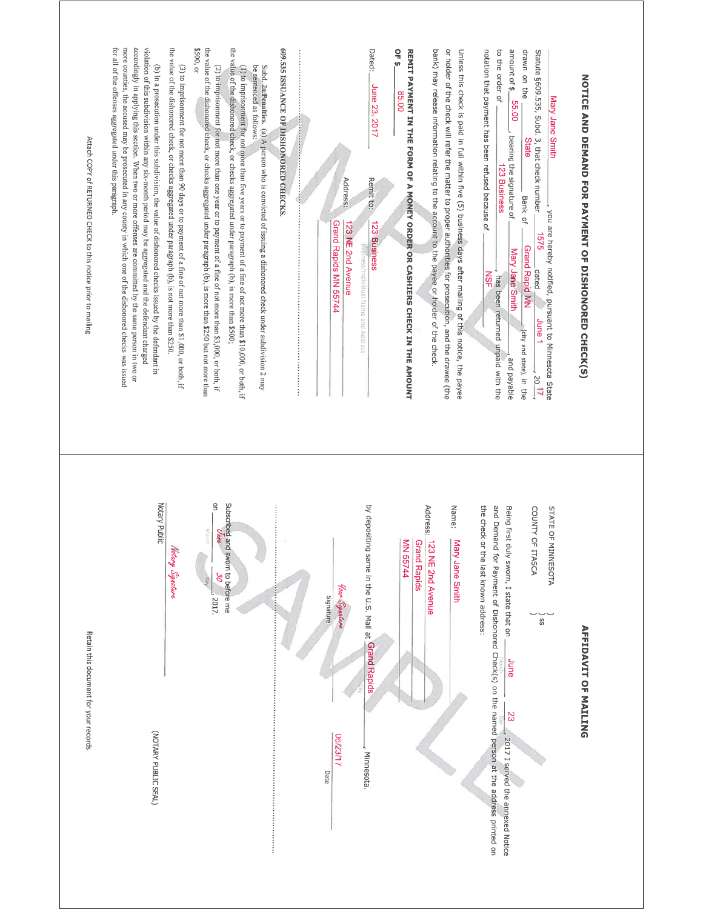# NOTICE AND DEMAND FOR PAYMENT OF DISHONORED CHECK(S)

Mary Jane Smith, you are hereby notified, pursuant to Minnesota State Statute §609.535, Subd. 3, that check number 1575 dated June 1, 20 17, drawn on the State Bank of Grand Rapid MN (city and state), in the amount of $ 55.00, bearing the signature of Mary Jane Smith and payable to the order of 123 Business, has been returned unpaid with the notation that payment has been refused because of NSF.

Unless this check is paid in full within five (5) business days after mailing of this notice, the payee or holder of the check will refer the matter to proper authorities for prosecution, and the drawee (the bank) may release information relating to the account to the payee or holder of the check.

**REMIT PAYMENT IN THE FORM OF A MONEY ORDER OR CASHIERS CHECK IN THE AMOUNT OF $ 85.00**

Dated: June 23, 2017

Remit to: 123 Business
Business/Individual Name and Address

Address: 123 NE 2nd Avenue
Grand Rapids MN 55744

---

**609.535 ISSUANCE OF DISHONORED CHECKS.**

Subd. 2a.**Penalties.** (a) A person who is convicted of issuing a dishonored check under subdivision 2 may be sentenced as follows:

(1) to imprisonment for not more than five years or to payment of a fine of not more than $10,000, or both, if the value of the dishonored check, or checks aggregated under paragraph (b), is more than $500;

(2) to imprisonment for not more than one year or to payment of a fine of not more than $3,000, or both, if the value of the dishonored check, or checks aggregated under paragraph (b), is more than $250 but not more than $500; or

(3) to imprisonment for not more than 90 days or to payment of a fine of not more than $1,000, or both, if the value of the dishonored check, or checks aggregated under paragraph (b), is not more than $250.

(b) In a prosecution under this subdivision, the value of dishonored checks issued by the defendant in violation of this subdivision within any six-month period may be aggregated and the defendant charged accordingly in applying this section. When two or more offenses are committed by the same person in two or more counties, the accused may be prosecuted in any county in which one of the dishonored checks was issued for all of the offenses aggregated under this paragraph.

Attach COPY of RETURNED CHECK to this notice prior to mailing

# AFFIDAVIT OF MAILING

STATE OF MINNESOTA )
) ss
COUNTY OF ITASCA )

Being first duly sworn, I state that on June 23, 2017 I served the annexed Notice and Demand for Payment of Dishonored Check(s) on the named person at the address printed on the check or the last known address:

Name: Mary Jane Smith

Address: 123 NE 2nd Avenue
Grand Rapids
MN 55744

by depositing same in the U.S. Mail at Grand Rapids, Minnesota.
City

*Your Signature* — Signature  06/23/17 — Date

---

Subscribed and sworn to before me on *June* 30, 2017.
Month Day

*Notary Signature*

Notary Public

(NOTARY PUBLIC SEAL)

Retain this document for your records